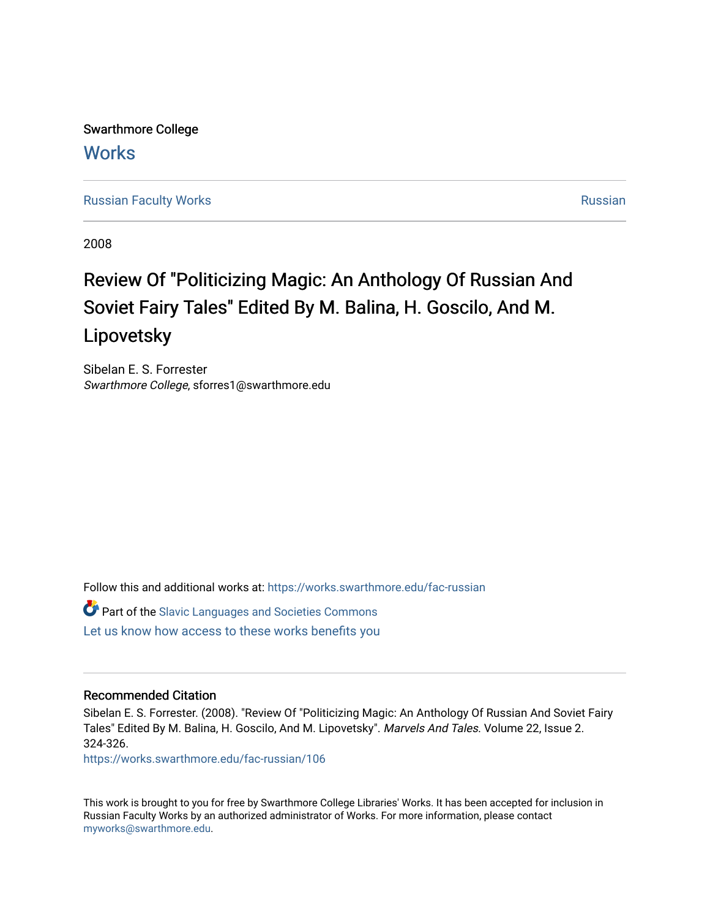Swarthmore College

# Works

Russian Faculty Works

Russian

2008

# Review Of "Politicizing Magic: An Anthology Of Russian And Soviet Fairy Tales" Edited By M. Balina, H. Goscilo, And M. Lipovetsky

Sibelan E. S. Forrester
*Swarthmore College*, sforres1@swarthmore.edu

Follow this and additional works at: https://works.swarthmore.edu/fac-russian

Part of the Slavic Languages and Societies Commons

Let us know how access to these works benefits you

## Recommended Citation

Sibelan E. S. Forrester. (2008). "Review Of "Politicizing Magic: An Anthology Of Russian And Soviet Fairy Tales" Edited By M. Balina, H. Goscilo, And M. Lipovetsky". *Marvels And Tales*. Volume 22, Issue 2. 324-326.
https://works.swarthmore.edu/fac-russian/106

This work is brought to you for free by Swarthmore College Libraries' Works. It has been accepted for inclusion in Russian Faculty Works by an authorized administrator of Works. For more information, please contact myworks@swarthmore.edu.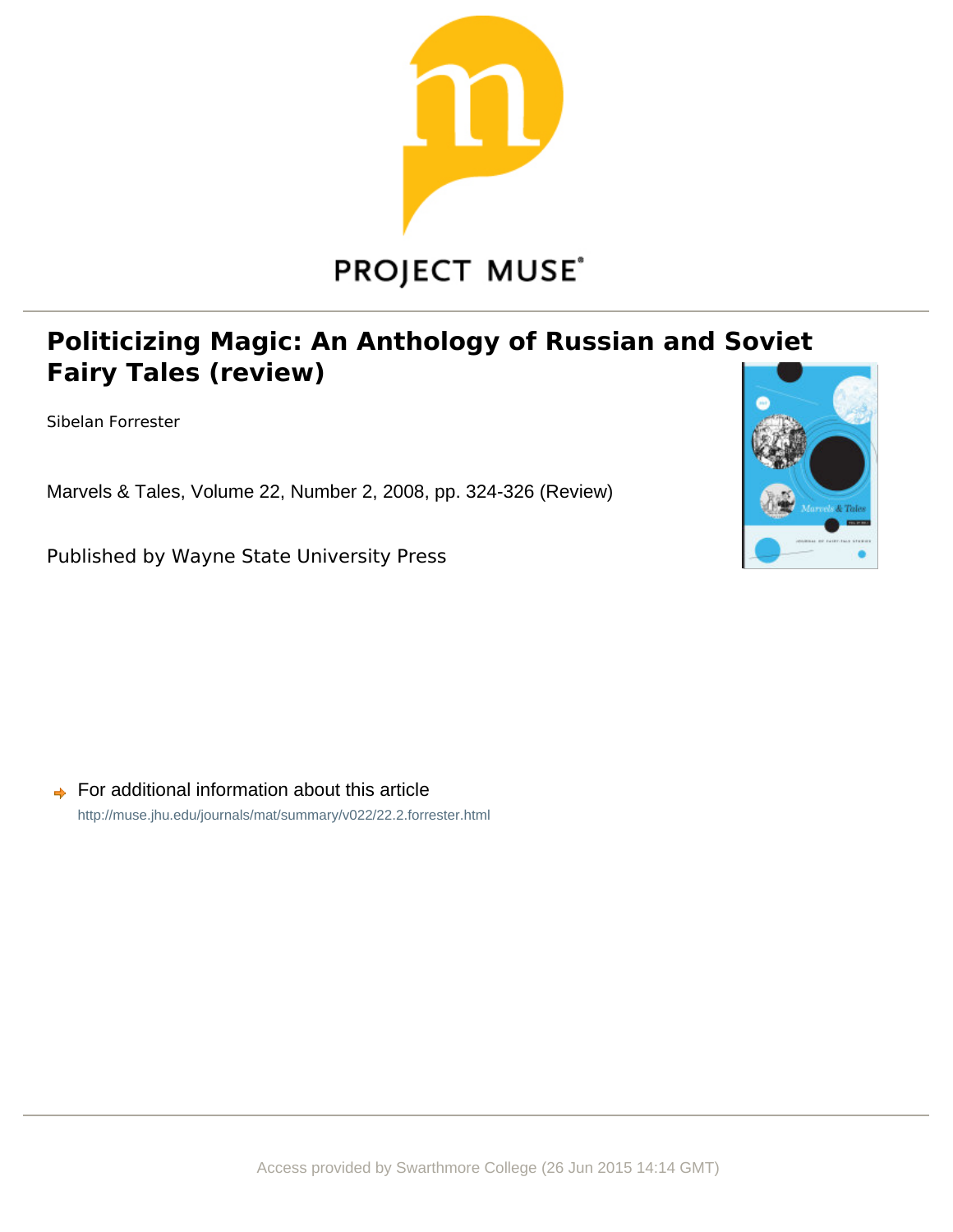# Politicizing Magic: An Anthology of Russian and Soviet Fairy Tales (review)

Sibelan Forrester

Marvels & Tales, Volume 22, Number 2, 2008, pp. 324-326 (Review)

Published by Wayne State University Press

For additional information about this article

http://muse.jhu.edu/journals/mat/summary/v022/22.2.forrester.html

Access provided by Swarthmore College (26 Jun 2015 14:14 GMT)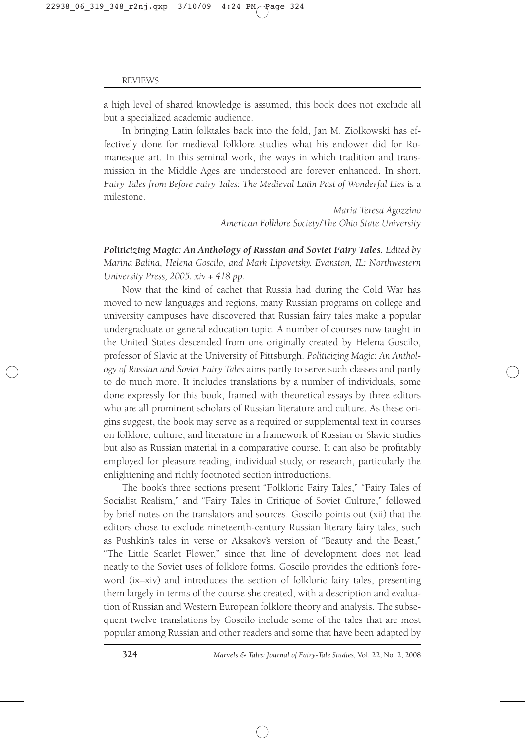a high level of shared knowledge is assumed, this book does not exclude all but a specialized academic audience.

In bringing Latin folktales back into the fold, Jan M. Ziolkowski has effectively done for medieval folklore studies what his endower did for Romanesque art. In this seminal work, the ways in which tradition and transmission in the Middle Ages are understood are forever enhanced. In short, *Fairy Tales from Before Fairy Tales: The Medieval Latin Past of Wonderful Lies* is a milestone.

*Maria Teresa Agozzino*
*American Folklore Society/The Ohio State University*

***Politicizing Magic: An Anthology of Russian and Soviet Fairy Tales.*** *Edited by Marina Balina, Helena Goscilo, and Mark Lipovetsky. Evanston, IL: Northwestern University Press, 2005. xiv + 418 pp.*

Now that the kind of cachet that Russia had during the Cold War has moved to new languages and regions, many Russian programs on college and university campuses have discovered that Russian fairy tales make a popular undergraduate or general education topic. A number of courses now taught in the United States descended from one originally created by Helena Goscilo, professor of Slavic at the University of Pittsburgh. *Politicizing Magic: An Anthology of Russian and Soviet Fairy Tales* aims partly to serve such classes and partly to do much more. It includes translations by a number of individuals, some done expressly for this book, framed with theoretical essays by three editors who are all prominent scholars of Russian literature and culture. As these origins suggest, the book may serve as a required or supplemental text in courses on folklore, culture, and literature in a framework of Russian or Slavic studies but also as Russian material in a comparative course. It can also be profitably employed for pleasure reading, individual study, or research, particularly the enlightening and richly footnoted section introductions.

The book's three sections present "Folkloric Fairy Tales," "Fairy Tales of Socialist Realism," and "Fairy Tales in Critique of Soviet Culture," followed by brief notes on the translators and sources. Goscilo points out (xii) that the editors chose to exclude nineteenth-century Russian literary fairy tales, such as Pushkin's tales in verse or Aksakov's version of "Beauty and the Beast," "The Little Scarlet Flower," since that line of development does not lead neatly to the Soviet uses of folklore forms. Goscilo provides the edition's foreword (ix–xiv) and introduces the section of folkloric fairy tales, presenting them largely in terms of the course she created, with a description and evaluation of Russian and Western European folklore theory and analysis. The subsequent twelve translations by Goscilo include some of the tales that are most popular among Russian and other readers and some that have been adapted by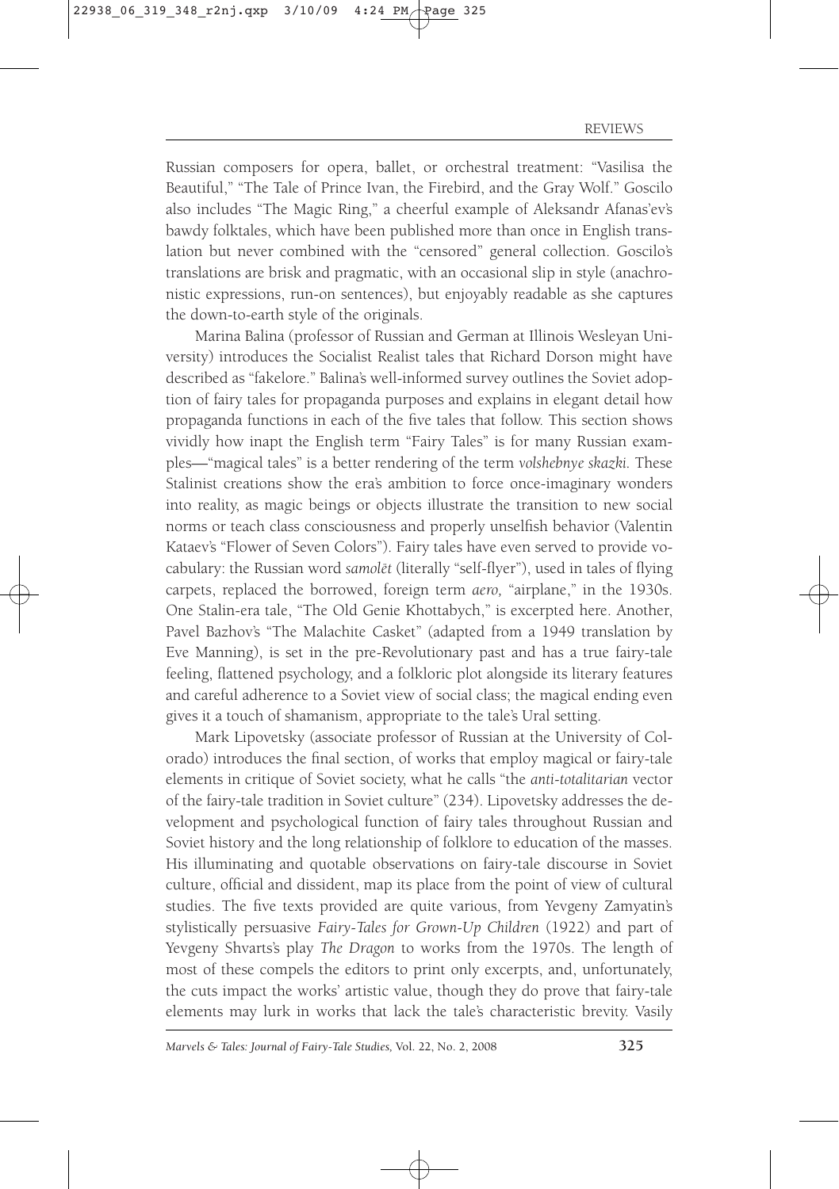Russian composers for opera, ballet, or orchestral treatment: "Vasilisa the Beautiful," "The Tale of Prince Ivan, the Firebird, and the Gray Wolf." Goscilo also includes "The Magic Ring," a cheerful example of Aleksandr Afanas'ev's bawdy folktales, which have been published more than once in English translation but never combined with the "censored" general collection. Goscilo's translations are brisk and pragmatic, with an occasional slip in style (anachronistic expressions, run-on sentences), but enjoyably readable as she captures the down-to-earth style of the originals.

Marina Balina (professor of Russian and German at Illinois Wesleyan University) introduces the Socialist Realist tales that Richard Dorson might have described as "fakelore." Balina's well-informed survey outlines the Soviet adoption of fairy tales for propaganda purposes and explains in elegant detail how propaganda functions in each of the five tales that follow. This section shows vividly how inapt the English term "Fairy Tales" is for many Russian examples—"magical tales" is a better rendering of the term *volshebnye skazki.* These Stalinist creations show the era's ambition to force once-imaginary wonders into reality, as magic beings or objects illustrate the transition to new social norms or teach class consciousness and properly unselfish behavior (Valentin Kataev's "Flower of Seven Colors"). Fairy tales have even served to provide vocabulary: the Russian word *samolët* (literally "self-flyer"), used in tales of flying carpets, replaced the borrowed, foreign term *aero,* "airplane," in the 1930s. One Stalin-era tale, "The Old Genie Khottabych," is excerpted here. Another, Pavel Bazhov's "The Malachite Casket" (adapted from a 1949 translation by Eve Manning), is set in the pre-Revolutionary past and has a true fairy-tale feeling, flattened psychology, and a folkloric plot alongside its literary features and careful adherence to a Soviet view of social class; the magical ending even gives it a touch of shamanism, appropriate to the tale's Ural setting.

Mark Lipovetsky (associate professor of Russian at the University of Colorado) introduces the final section, of works that employ magical or fairy-tale elements in critique of Soviet society, what he calls "the *anti-totalitarian* vector of the fairy-tale tradition in Soviet culture" (234). Lipovetsky addresses the development and psychological function of fairy tales throughout Russian and Soviet history and the long relationship of folklore to education of the masses. His illuminating and quotable observations on fairy-tale discourse in Soviet culture, official and dissident, map its place from the point of view of cultural studies. The five texts provided are quite various, from Yevgeny Zamyatin's stylistically persuasive *Fairy-Tales for Grown-Up Children* (1922) and part of Yevgeny Shvarts's play *The Dragon* to works from the 1970s. The length of most of these compels the editors to print only excerpts, and, unfortunately, the cuts impact the works' artistic value, though they do prove that fairy-tale elements may lurk in works that lack the tale's characteristic brevity. Vasily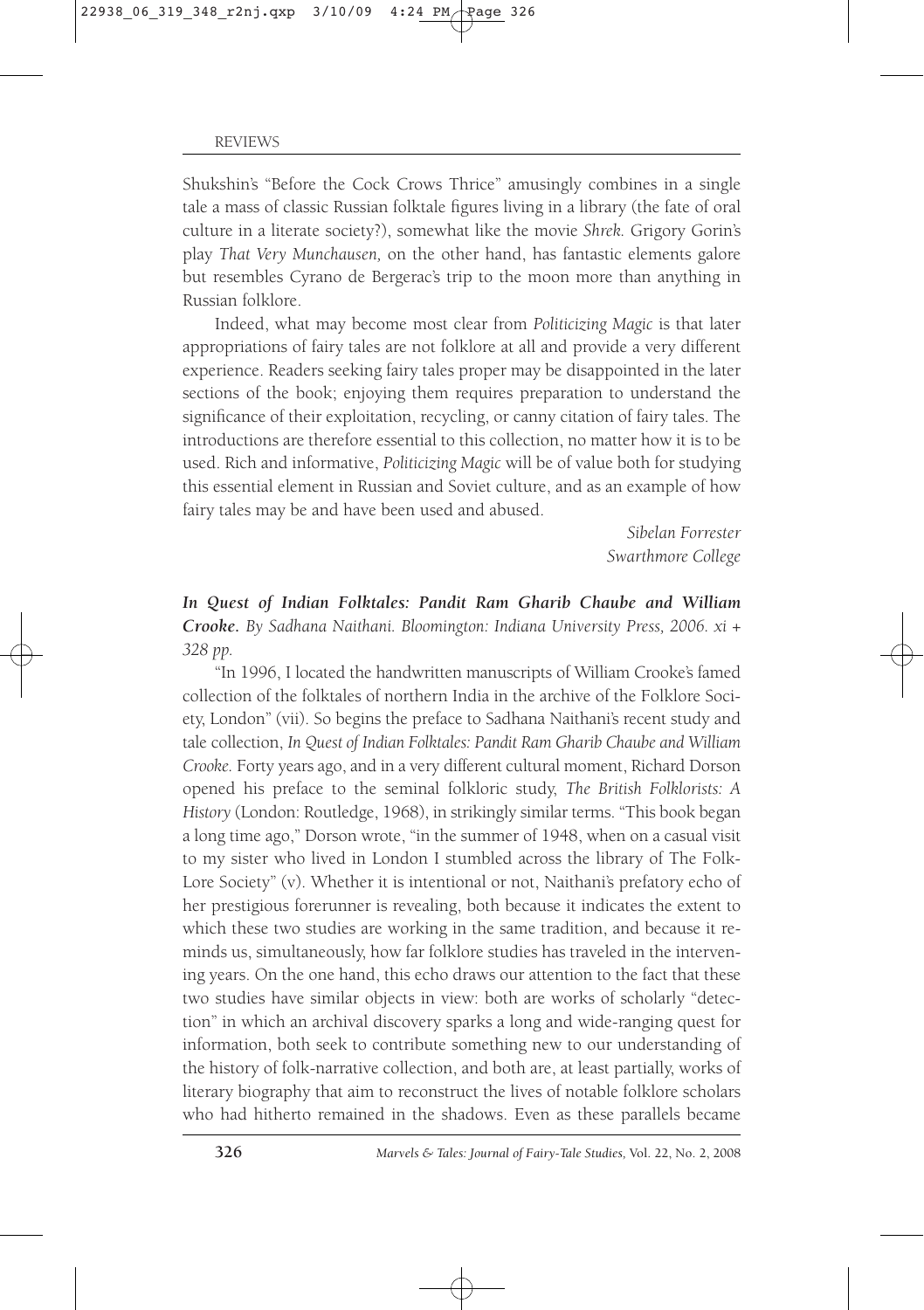Shukshin's "Before the Cock Crows Thrice" amusingly combines in a single tale a mass of classic Russian folktale figures living in a library (the fate of oral culture in a literate society?), somewhat like the movie *Shrek.* Grigory Gorin's play *That Very Munchausen,* on the other hand, has fantastic elements galore but resembles Cyrano de Bergerac's trip to the moon more than anything in Russian folklore.

Indeed, what may become most clear from *Politicizing Magic* is that later appropriations of fairy tales are not folklore at all and provide a very different experience. Readers seeking fairy tales proper may be disappointed in the later sections of the book; enjoying them requires preparation to understand the significance of their exploitation, recycling, or canny citation of fairy tales. The introductions are therefore essential to this collection, no matter how it is to be used. Rich and informative, *Politicizing Magic* will be of value both for studying this essential element in Russian and Soviet culture, and as an example of how fairy tales may be and have been used and abused.

*Sibelan Forrester*
*Swarthmore College*

***In Quest of Indian Folktales: Pandit Ram Gharib Chaube and William Crooke.*** *By Sadhana Naithani. Bloomington: Indiana University Press, 2006. xi + 328 pp.*

"In 1996, I located the handwritten manuscripts of William Crooke's famed collection of the folktales of northern India in the archive of the Folklore Society, London" (vii). So begins the preface to Sadhana Naithani's recent study and tale collection, *In Quest of Indian Folktales: Pandit Ram Gharib Chaube and William Crooke.* Forty years ago, and in a very different cultural moment, Richard Dorson opened his preface to the seminal folkloric study, *The British Folklorists: A History* (London: Routledge, 1968), in strikingly similar terms. "This book began a long time ago," Dorson wrote, "in the summer of 1948, when on a casual visit to my sister who lived in London I stumbled across the library of The Folk-Lore Society" (v). Whether it is intentional or not, Naithani's prefatory echo of her prestigious forerunner is revealing, both because it indicates the extent to which these two studies are working in the same tradition, and because it reminds us, simultaneously, how far folklore studies has traveled in the intervening years. On the one hand, this echo draws our attention to the fact that these two studies have similar objects in view: both are works of scholarly "detection" in which an archival discovery sparks a long and wide-ranging quest for information, both seek to contribute something new to our understanding of the history of folk-narrative collection, and both are, at least partially, works of literary biography that aim to reconstruct the lives of notable folklore scholars who had hitherto remained in the shadows. Even as these parallels became